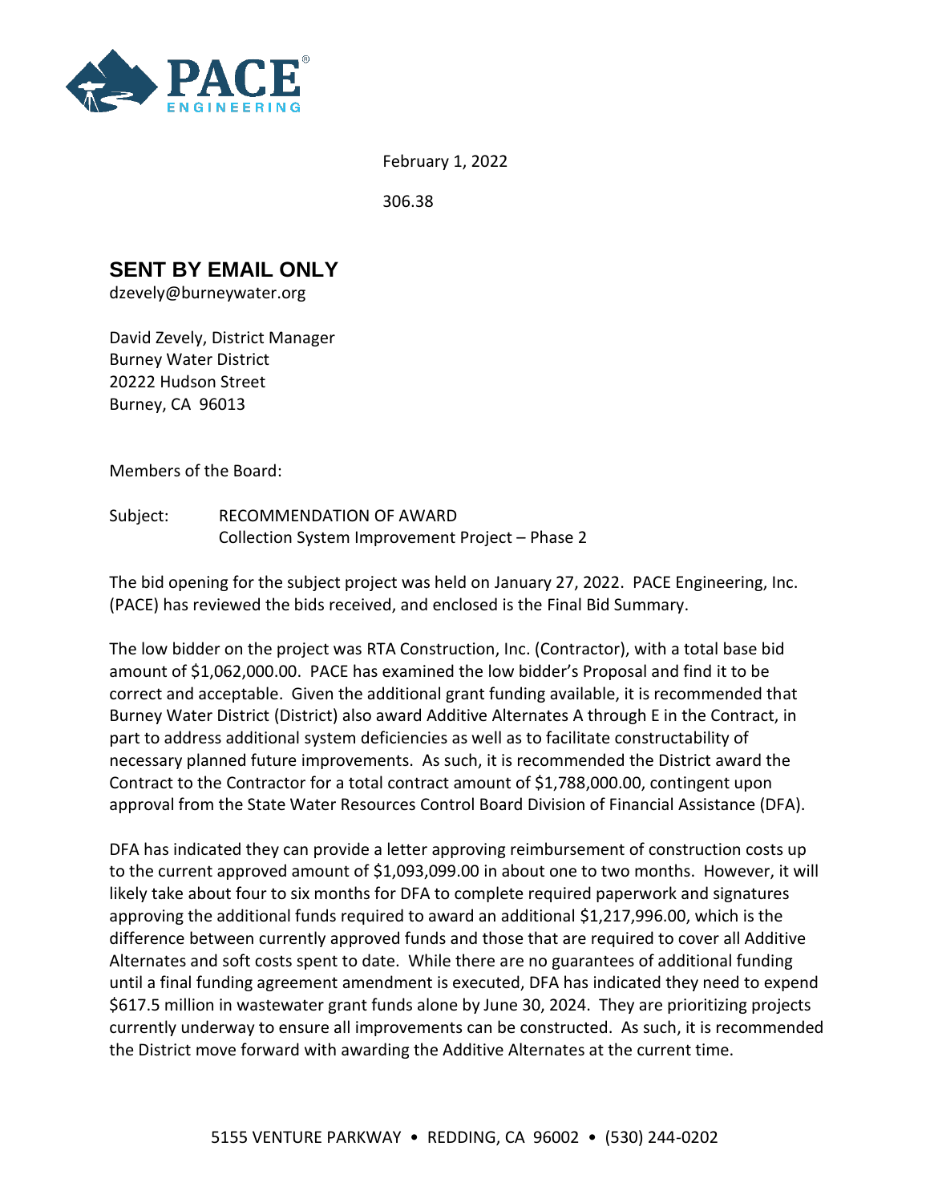PACE ENGINEERING

February 1, 2022

306.38

## SENT BY EMAIL ONLY

dzevely@burneywater.org

David Zevely, District Manager
Burney Water District
20222 Hudson Street
Burney, CA 96013

Members of the Board:

Subject: RECOMMENDATION OF AWARD
Collection System Improvement Project – Phase 2

The bid opening for the subject project was held on January 27, 2022. PACE Engineering, Inc. (PACE) has reviewed the bids received, and enclosed is the Final Bid Summary.

The low bidder on the project was RTA Construction, Inc. (Contractor), with a total base bid amount of $1,062,000.00. PACE has examined the low bidder's Proposal and find it to be correct and acceptable. Given the additional grant funding available, it is recommended that Burney Water District (District) also award Additive Alternates A through E in the Contract, in part to address additional system deficiencies as well as to facilitate constructability of necessary planned future improvements. As such, it is recommended the District award the Contract to the Contractor for a total contract amount of $1,788,000.00, contingent upon approval from the State Water Resources Control Board Division of Financial Assistance (DFA).

DFA has indicated they can provide a letter approving reimbursement of construction costs up to the current approved amount of $1,093,099.00 in about one to two months. However, it will likely take about four to six months for DFA to complete required paperwork and signatures approving the additional funds required to award an additional $1,217,996.00, which is the difference between currently approved funds and those that are required to cover all Additive Alternates and soft costs spent to date. While there are no guarantees of additional funding until a final funding agreement amendment is executed, DFA has indicated they need to expend $617.5 million in wastewater grant funds alone by June 30, 2024. They are prioritizing projects currently underway to ensure all improvements can be constructed. As such, it is recommended the District move forward with awarding the Additive Alternates at the current time.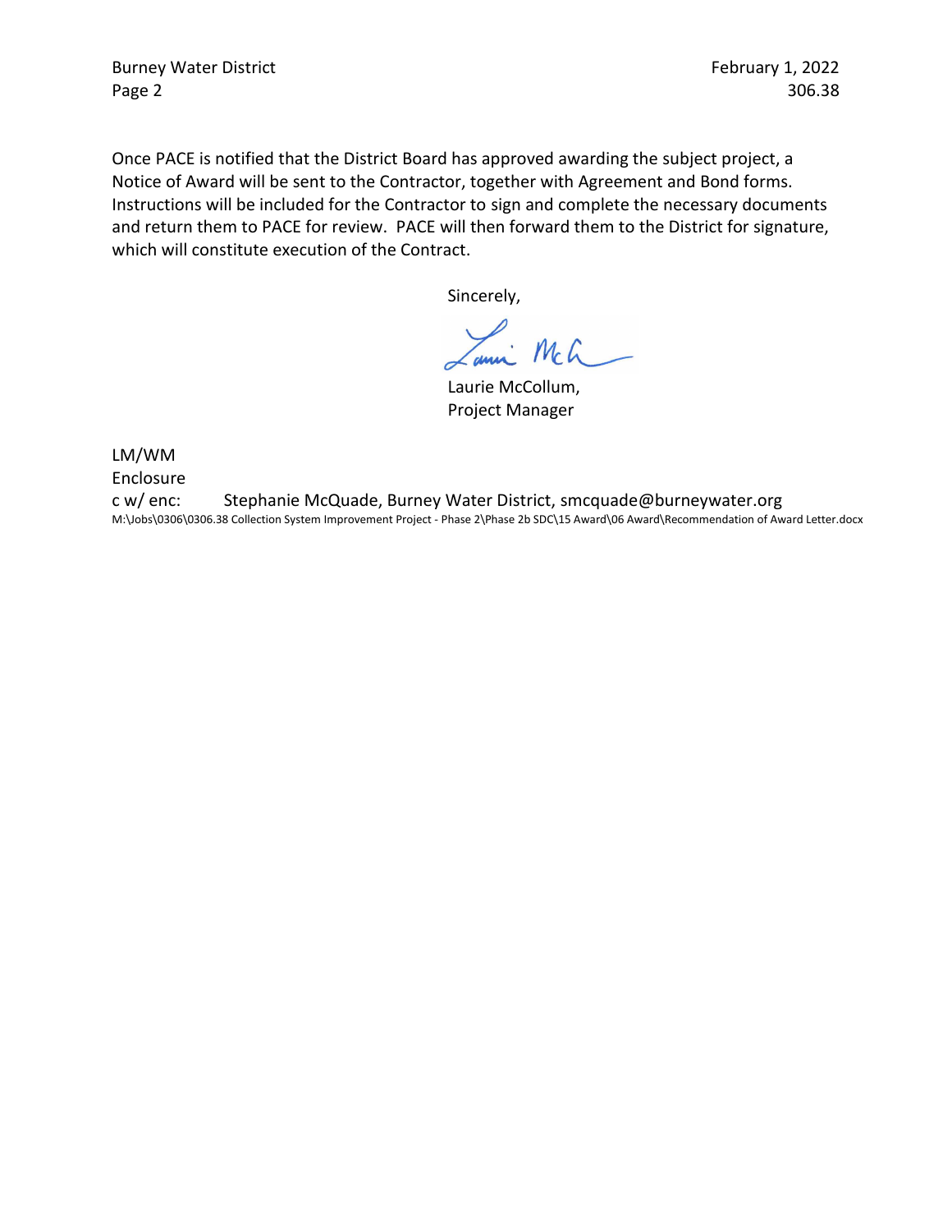Once PACE is notified that the District Board has approved awarding the subject project, a Notice of Award will be sent to the Contractor, together with Agreement and Bond forms. Instructions will be included for the Contractor to sign and complete the necessary documents and return them to PACE for review. PACE will then forward them to the District for signature, which will constitute execution of the Contract.

Sincerely,

Laurie McCollum,
Project Manager

LM/WM
Enclosure
c w/ enc: Stephanie McQuade, Burney Water District, smcquade@burneywater.org
M:\Jobs\0306\0306.38 Collection System Improvement Project - Phase 2\Phase 2b SDC\15 Award\06 Award\Recommendation of Award Letter.docx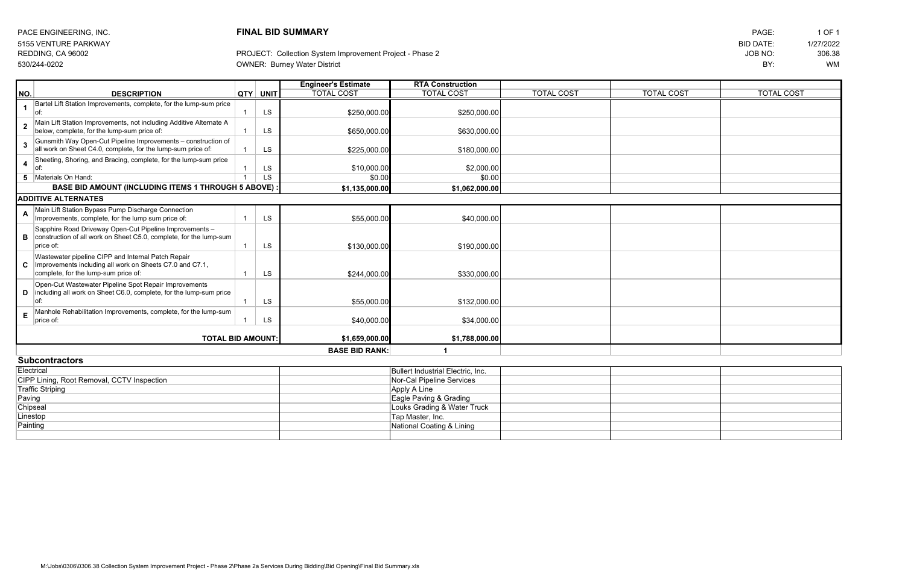PACE ENGINEERING, INC.
5155 VENTURE PARKWAY
REDDING, CA 96002
530/244-0202

# FINAL BID SUMMARY

PROJECT: Collection System Improvement Project - Phase 2
OWNER: Burney Water District

BID DATE: 1/27/2022
JOB NO: 306.38
BY: WM

| NO. | DESCRIPTION | QTY | UNIT | Engineer's Estimate TOTAL COST | RTA Construction TOTAL COST | TOTAL COST | TOTAL COST | TOTAL COST |
|---|---|---|---|---|---|---|---|---|
| 1 | Bartel Lift Station Improvements, complete, for the lump-sum price of: | 1 | LS | $250,000.00 | $250,000.00 | | | |
| 2 | Main Lift Station Improvements, not including Additive Alternate A below, complete, for the lump-sum price of: | 1 | LS | $650,000.00 | $630,000.00 | | | |
| 3 | Gunsmith Way Open-Cut Pipeline Improvements – construction of all work on Sheet C4.0, complete, for the lump-sum price of: | 1 | LS | $225,000.00 | $180,000.00 | | | |
| 4 | Sheeting, Shoring, and Bracing, complete, for the lump-sum price of: | 1 | LS | $10,000.00 | $2,000.00 | | | |
| 5 | Materials On Hand: | 1 | LS | $0.00 | $0.00 | | | |
| | **BASE BID AMOUNT (INCLUDING ITEMS 1 THROUGH 5 ABOVE) :** | | | **$1,135,000.00** | **$1,062,000.00** | | | |
| | **ADDITIVE ALTERNATES** | | | | | | | |
| A | Main Lift Station Bypass Pump Discharge Connection Improvements, complete, for the lump sum price of: | 1 | LS | $55,000.00 | $40,000.00 | | | |
| B | Sapphire Road Driveway Open-Cut Pipeline Improvements – construction of all work on Sheet C5.0, complete, for the lump-sum price of: | 1 | LS | $130,000.00 | $190,000.00 | | | |
| C | Wastewater pipeline CIPP and Internal Patch Repair Improvements including all work on Sheets C7.0 and C7.1, complete, for the lump-sum price of: | 1 | LS | $244,000.00 | $330,000.00 | | | |
| D | Open-Cut Wastewater Pipeline Spot Repair Improvements including all work on Sheet C6.0, complete, for the lump-sum price of: | 1 | LS | $55,000.00 | $132,000.00 | | | |
| E | Manhole Rehabilitation Improvements, complete, for the lump-sum price of: | 1 | LS | $40,000.00 | $34,000.00 | | | |
| | **TOTAL BID AMOUNT:** | | | **$1,659,000.00** | **$1,788,000.00** | | | |
| | | | | **BASE BID RANK:** | **1** | | | |

**Subcontractors**

| | | | | | |
|---|---|---|---|---|---|
| Electrical | | Bullert Industrial Electric, Inc. | | | |
| CIPP Lining, Root Removal, CCTV Inspection | | Nor-Cal Pipeline Services | | | |
| Traffic Striping | | Apply A Line | | | |
| Paving | | Eagle Paving & Grading | | | |
| Chipseal | | Louks Grading & Water Truck | | | |
| Linestop | | Tap Master, Inc. | | | |
| Painting | | National Coating & Lining | | | |

M:\Jobs\0306\0306.38 Collection System Improvement Project - Phase 2\Phase 2a Services During Bidding\Bid Opening\Final Bid Summary.xls